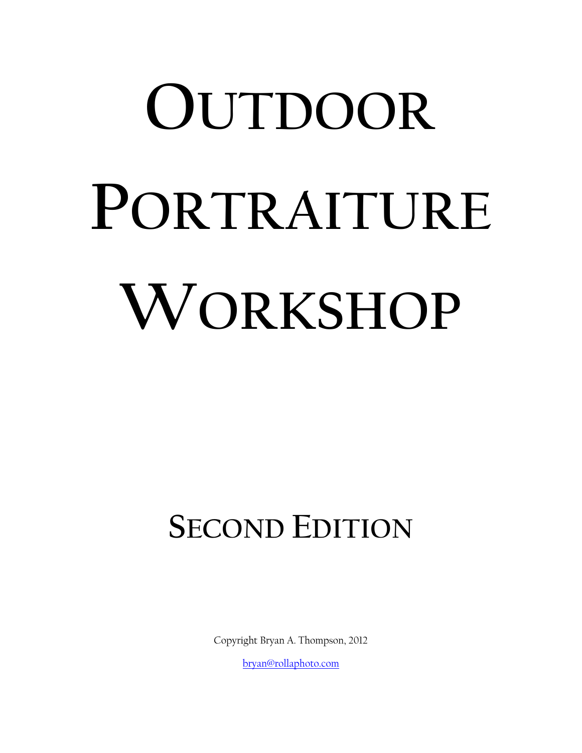# Outdoor Portraiture Workshop

## Second Edition

Copyright Bryan A. Thompson, 2012

bryan@rollaphoto.com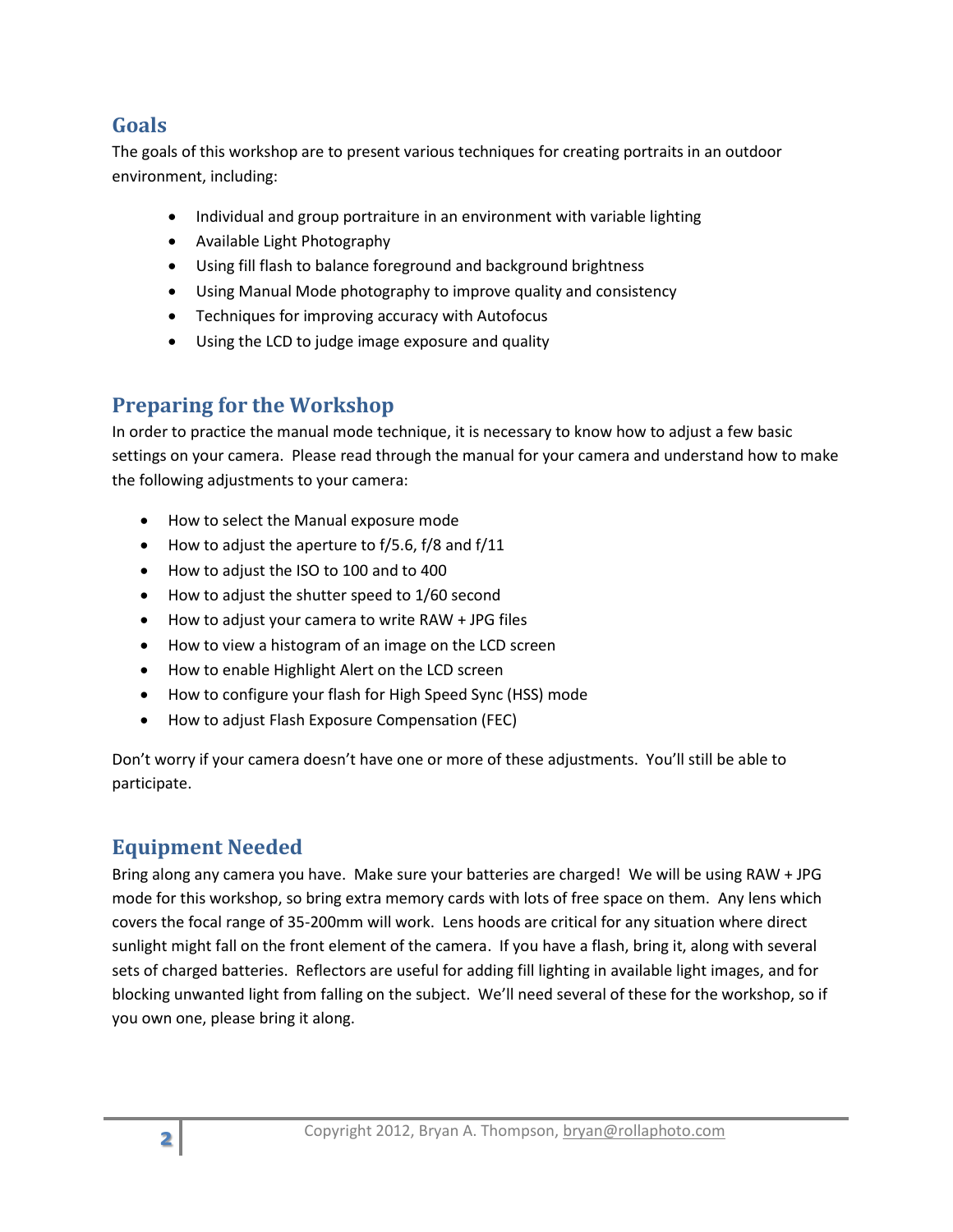## Goals

The goals of this workshop are to present various techniques for creating portraits in an outdoor environment, including:

- Individual and group portraiture in an environment with variable lighting
- Available Light Photography
- Using fill flash to balance foreground and background brightness
- Using Manual Mode photography to improve quality and consistency
- Techniques for improving accuracy with Autofocus
- Using the LCD to judge image exposure and quality

## Preparing for the Workshop

In order to practice the manual mode technique, it is necessary to know how to adjust a few basic settings on your camera. Please read through the manual for your camera and understand how to make the following adjustments to your camera:

- How to select the Manual exposure mode
- How to adjust the aperture to f/5.6, f/8 and f/11
- How to adjust the ISO to 100 and to 400
- How to adjust the shutter speed to 1/60 second
- How to adjust your camera to write RAW + JPG files
- How to view a histogram of an image on the LCD screen
- How to enable Highlight Alert on the LCD screen
- How to configure your flash for High Speed Sync (HSS) mode
- How to adjust Flash Exposure Compensation (FEC)

Don't worry if your camera doesn't have one or more of these adjustments. You'll still be able to participate.

## Equipment Needed

Bring along any camera you have. Make sure your batteries are charged! We will be using RAW + JPG mode for this workshop, so bring extra memory cards with lots of free space on them. Any lens which covers the focal range of 35-200mm will work. Lens hoods are critical for any situation where direct sunlight might fall on the front element of the camera. If you have a flash, bring it, along with several sets of charged batteries. Reflectors are useful for adding fill lighting in available light images, and for blocking unwanted light from falling on the subject. We'll need several of these for the workshop, so if you own one, please bring it along.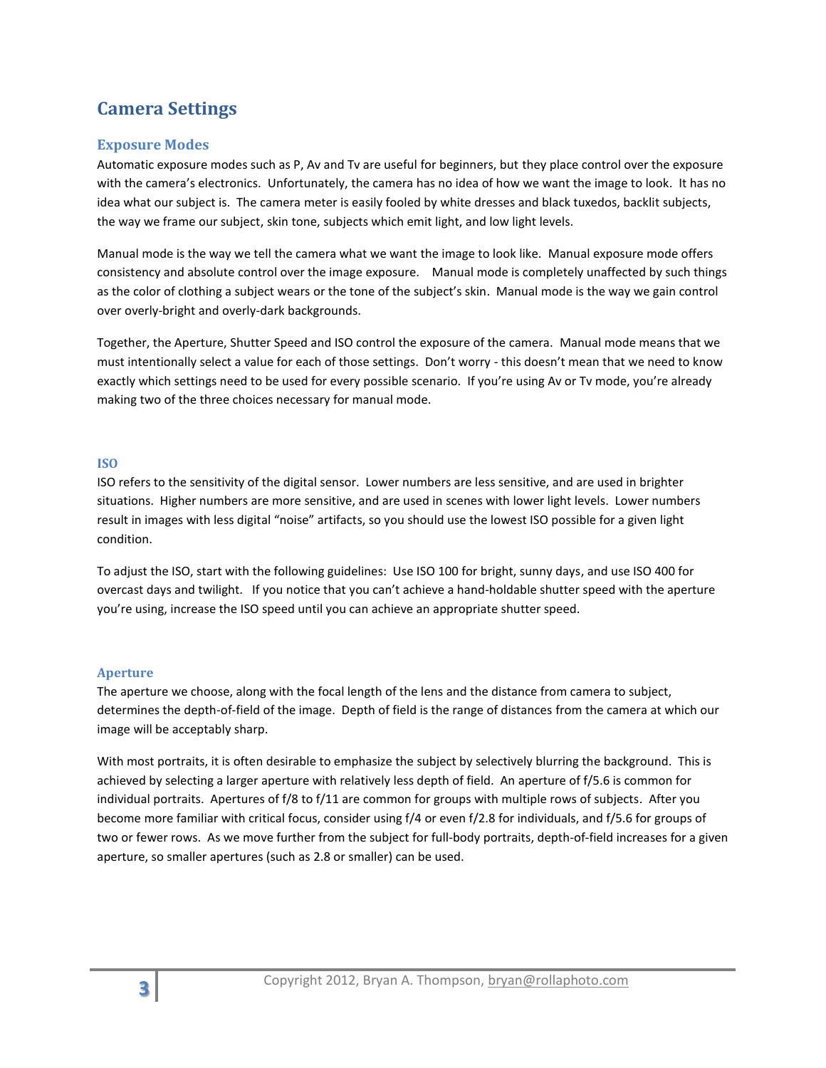# Camera Settings

## Exposure Modes

Automatic exposure modes such as P, Av and Tv are useful for beginners, but they place control over the exposure with the camera's electronics. Unfortunately, the camera has no idea of how we want the image to look. It has no idea what our subject is. The camera meter is easily fooled by white dresses and black tuxedos, backlit subjects, the way we frame our subject, skin tone, subjects which emit light, and low light levels.

Manual mode is the way we tell the camera what we want the image to look like. Manual exposure mode offers consistency and absolute control over the image exposure. Manual mode is completely unaffected by such things as the color of clothing a subject wears or the tone of the subject's skin. Manual mode is the way we gain control over overly-bright and overly-dark backgrounds.

Together, the Aperture, Shutter Speed and ISO control the exposure of the camera. Manual mode means that we must intentionally select a value for each of those settings. Don't worry - this doesn't mean that we need to know exactly which settings need to be used for every possible scenario. If you're using Av or Tv mode, you're already making two of the three choices necessary for manual mode.

### ISO

ISO refers to the sensitivity of the digital sensor. Lower numbers are less sensitive, and are used in brighter situations. Higher numbers are more sensitive, and are used in scenes with lower light levels. Lower numbers result in images with less digital "noise" artifacts, so you should use the lowest ISO possible for a given light condition.

To adjust the ISO, start with the following guidelines: Use ISO 100 for bright, sunny days, and use ISO 400 for overcast days and twilight. If you notice that you can't achieve a hand-holdable shutter speed with the aperture you're using, increase the ISO speed until you can achieve an appropriate shutter speed.

### Aperture

The aperture we choose, along with the focal length of the lens and the distance from camera to subject, determines the depth-of-field of the image. Depth of field is the range of distances from the camera at which our image will be acceptably sharp.

With most portraits, it is often desirable to emphasize the subject by selectively blurring the background. This is achieved by selecting a larger aperture with relatively less depth of field. An aperture of f/5.6 is common for individual portraits. Apertures of f/8 to f/11 are common for groups with multiple rows of subjects. After you become more familiar with critical focus, consider using f/4 or even f/2.8 for individuals, and f/5.6 for groups of two or fewer rows. As we move further from the subject for full-body portraits, depth-of-field increases for a given aperture, so smaller apertures (such as 2.8 or smaller) can be used.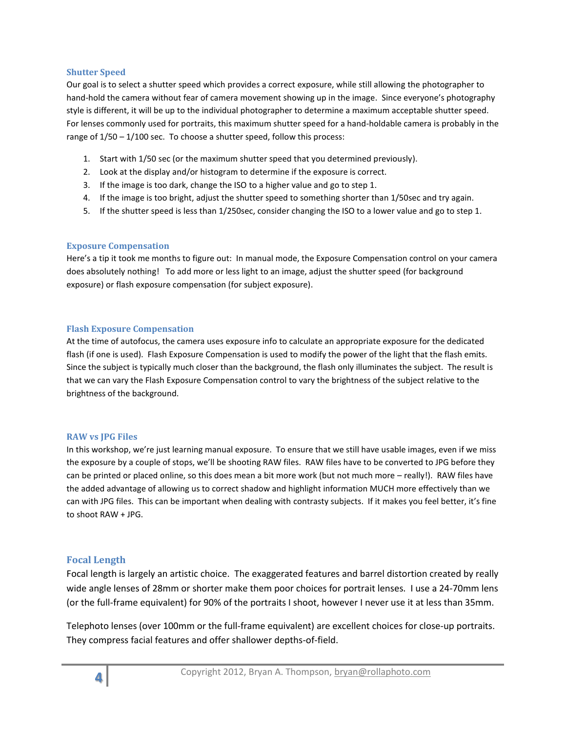### Shutter Speed

Our goal is to select a shutter speed which provides a correct exposure, while still allowing the photographer to hand-hold the camera without fear of camera movement showing up in the image. Since everyone's photography style is different, it will be up to the individual photographer to determine a maximum acceptable shutter speed. For lenses commonly used for portraits, this maximum shutter speed for a hand-holdable camera is probably in the range of 1/50 – 1/100 sec. To choose a shutter speed, follow this process:

1. Start with 1/50 sec (or the maximum shutter speed that you determined previously).
2. Look at the display and/or histogram to determine if the exposure is correct.
3. If the image is too dark, change the ISO to a higher value and go to step 1.
4. If the image is too bright, adjust the shutter speed to something shorter than 1/50sec and try again.
5. If the shutter speed is less than 1/250sec, consider changing the ISO to a lower value and go to step 1.

### Exposure Compensation

Here's a tip it took me months to figure out: In manual mode, the Exposure Compensation control on your camera does absolutely nothing! To add more or less light to an image, adjust the shutter speed (for background exposure) or flash exposure compensation (for subject exposure).

### Flash Exposure Compensation

At the time of autofocus, the camera uses exposure info to calculate an appropriate exposure for the dedicated flash (if one is used). Flash Exposure Compensation is used to modify the power of the light that the flash emits. Since the subject is typically much closer than the background, the flash only illuminates the subject. The result is that we can vary the Flash Exposure Compensation control to vary the brightness of the subject relative to the brightness of the background.

### RAW vs JPG Files

In this workshop, we're just learning manual exposure. To ensure that we still have usable images, even if we miss the exposure by a couple of stops, we'll be shooting RAW files. RAW files have to be converted to JPG before they can be printed or placed online, so this does mean a bit more work (but not much more – really!). RAW files have the added advantage of allowing us to correct shadow and highlight information MUCH more effectively than we can with JPG files. This can be important when dealing with contrasty subjects. If it makes you feel better, it's fine to shoot RAW + JPG.

### Focal Length

Focal length is largely an artistic choice. The exaggerated features and barrel distortion created by really wide angle lenses of 28mm or shorter make them poor choices for portrait lenses. I use a 24-70mm lens (or the full-frame equivalent) for 90% of the portraits I shoot, however I never use it at less than 35mm.

Telephoto lenses (over 100mm or the full-frame equivalent) are excellent choices for close-up portraits. They compress facial features and offer shallower depths-of-field.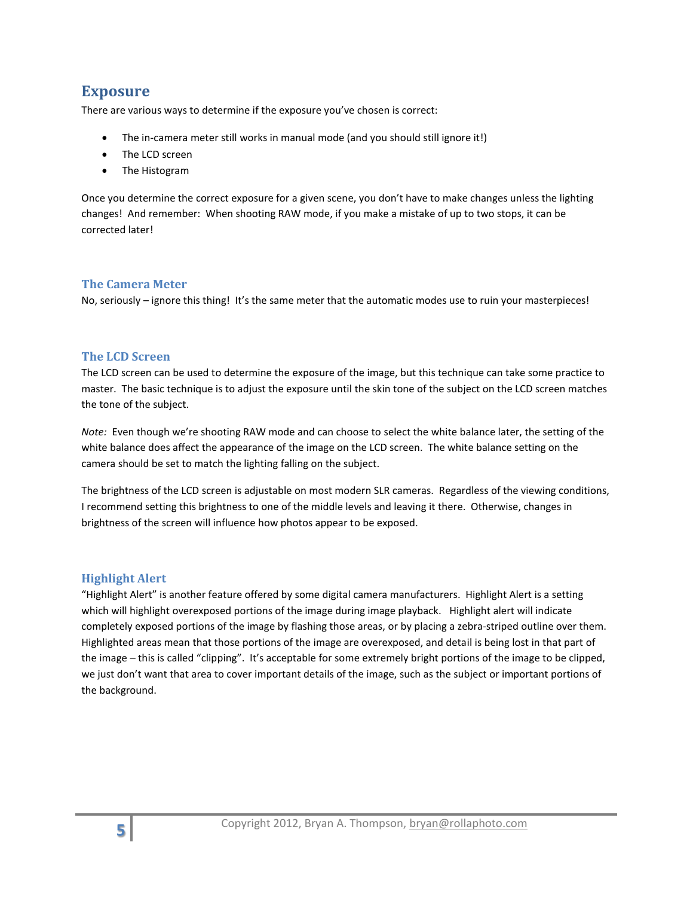# Exposure

There are various ways to determine if the exposure you've chosen is correct:

- The in-camera meter still works in manual mode (and you should still ignore it!)
- The LCD screen
- The Histogram

Once you determine the correct exposure for a given scene, you don't have to make changes unless the lighting changes! And remember: When shooting RAW mode, if you make a mistake of up to two stops, it can be corrected later!

## The Camera Meter

No, seriously – ignore this thing! It's the same meter that the automatic modes use to ruin your masterpieces!

## The LCD Screen

The LCD screen can be used to determine the exposure of the image, but this technique can take some practice to master. The basic technique is to adjust the exposure until the skin tone of the subject on the LCD screen matches the tone of the subject.

*Note:* Even though we're shooting RAW mode and can choose to select the white balance later, the setting of the white balance does affect the appearance of the image on the LCD screen. The white balance setting on the camera should be set to match the lighting falling on the subject.

The brightness of the LCD screen is adjustable on most modern SLR cameras. Regardless of the viewing conditions, I recommend setting this brightness to one of the middle levels and leaving it there. Otherwise, changes in brightness of the screen will influence how photos appear to be exposed.

## Highlight Alert

"Highlight Alert" is another feature offered by some digital camera manufacturers. Highlight Alert is a setting which will highlight overexposed portions of the image during image playback. Highlight alert will indicate completely exposed portions of the image by flashing those areas, or by placing a zebra-striped outline over them. Highlighted areas mean that those portions of the image are overexposed, and detail is being lost in that part of the image – this is called "clipping". It's acceptable for some extremely bright portions of the image to be clipped, we just don't want that area to cover important details of the image, such as the subject or important portions of the background.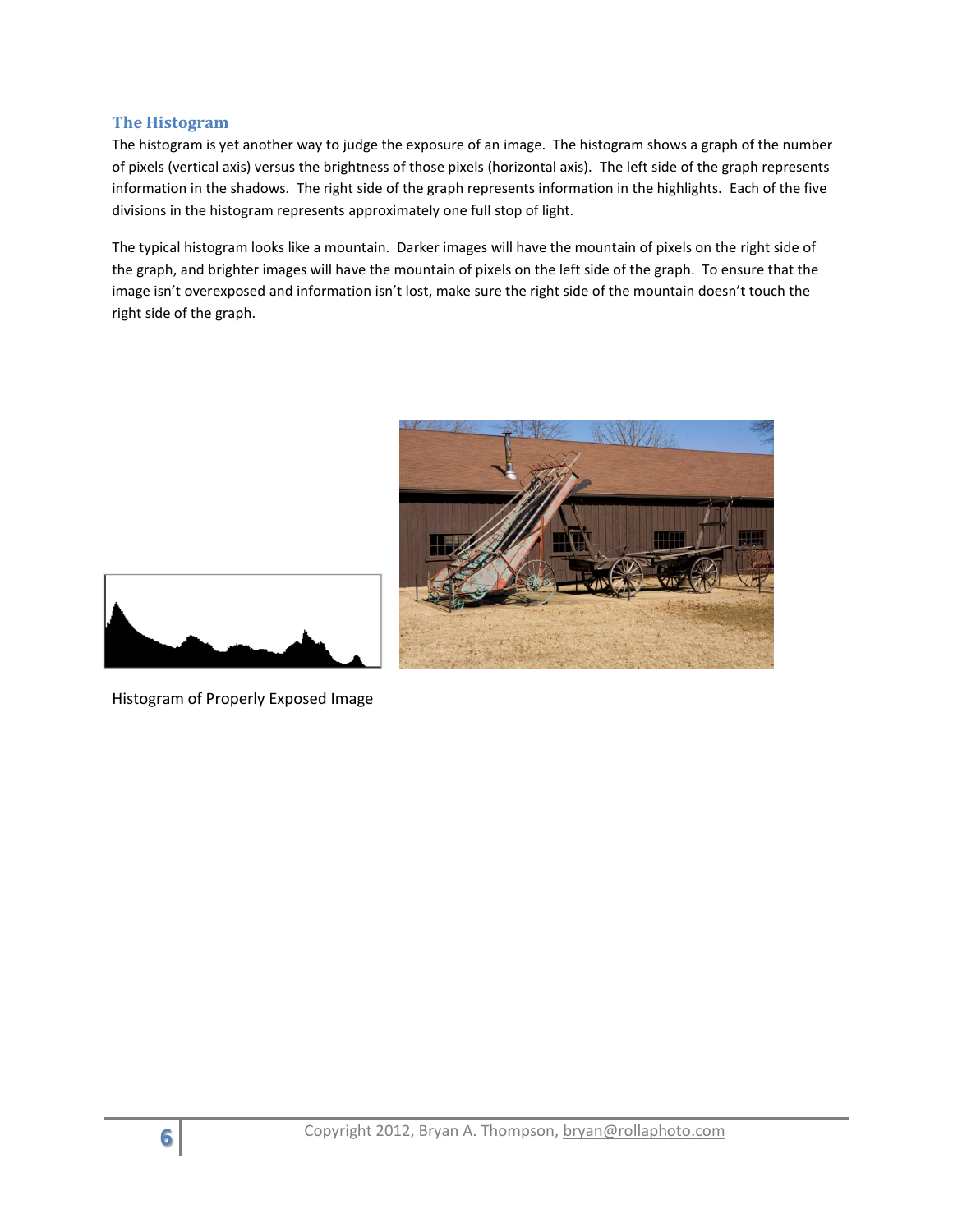## The Histogram

The histogram is yet another way to judge the exposure of an image. The histogram shows a graph of the number of pixels (vertical axis) versus the brightness of those pixels (horizontal axis). The left side of the graph represents information in the shadows. The right side of the graph represents information in the highlights. Each of the five divisions in the histogram represents approximately one full stop of light.

The typical histogram looks like a mountain. Darker images will have the mountain of pixels on the right side of the graph, and brighter images will have the mountain of pixels on the left side of the graph. To ensure that the image isn't overexposed and information isn't lost, make sure the right side of the mountain doesn't touch the right side of the graph.

Histogram of Properly Exposed Image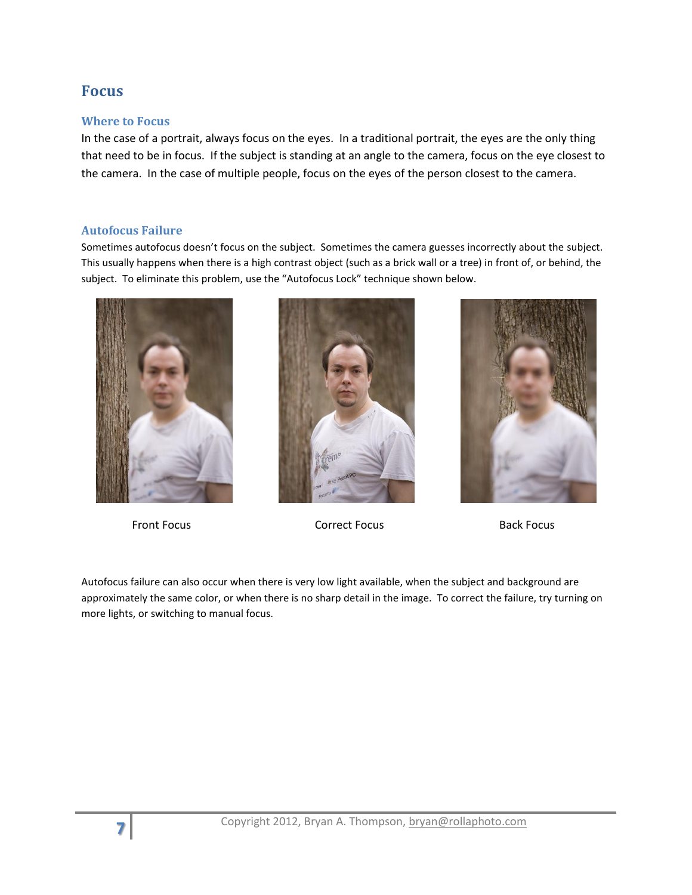# Focus

## Where to Focus

In the case of a portrait, always focus on the eyes. In a traditional portrait, the eyes are the only thing that need to be in focus. If the subject is standing at an angle to the camera, focus on the eye closest to the camera. In the case of multiple people, focus on the eyes of the person closest to the camera.

## Autofocus Failure

Sometimes autofocus doesn't focus on the subject. Sometimes the camera guesses incorrectly about the subject. This usually happens when there is a high contrast object (such as a brick wall or a tree) in front of, or behind, the subject. To eliminate this problem, use the "Autofocus Lock" technique shown below.

Front Focus

Correct Focus

Back Focus

Autofocus failure can also occur when there is very low light available, when the subject and background are approximately the same color, or when there is no sharp detail in the image. To correct the failure, try turning on more lights, or switching to manual focus.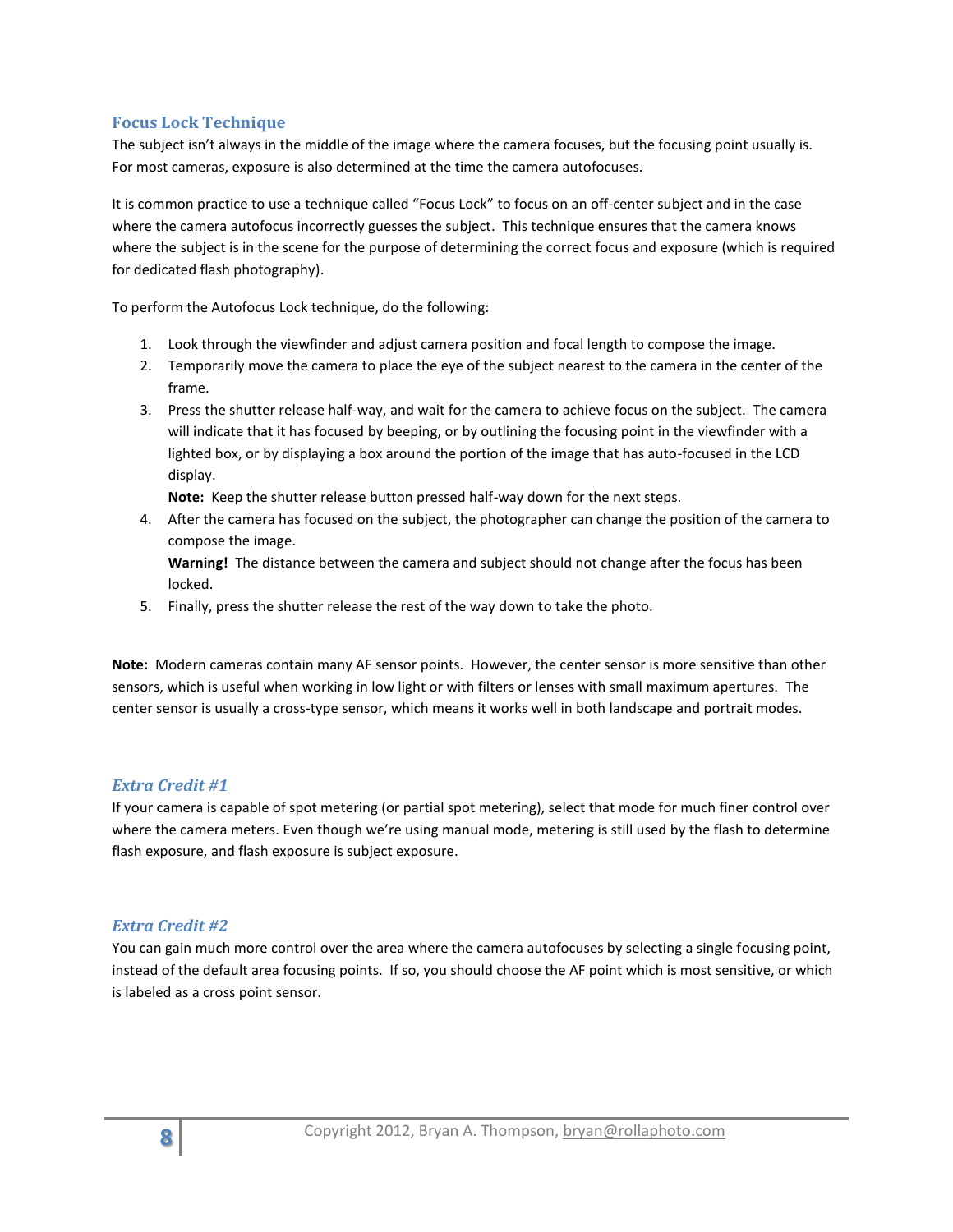## Focus Lock Technique

The subject isn't always in the middle of the image where the camera focuses, but the focusing point usually is. For most cameras, exposure is also determined at the time the camera autofocuses.

It is common practice to use a technique called "Focus Lock" to focus on an off-center subject and in the case where the camera autofocus incorrectly guesses the subject. This technique ensures that the camera knows where the subject is in the scene for the purpose of determining the correct focus and exposure (which is required for dedicated flash photography).

To perform the Autofocus Lock technique, do the following:

1. Look through the viewfinder and adjust camera position and focal length to compose the image.
2. Temporarily move the camera to place the eye of the subject nearest to the camera in the center of the frame.
3. Press the shutter release half-way, and wait for the camera to achieve focus on the subject. The camera will indicate that it has focused by beeping, or by outlining the focusing point in the viewfinder with a lighted box, or by displaying a box around the portion of the image that has auto-focused in the LCD display.
   **Note:** Keep the shutter release button pressed half-way down for the next steps.
4. After the camera has focused on the subject, the photographer can change the position of the camera to compose the image.
   **Warning!** The distance between the camera and subject should not change after the focus has been locked.
5. Finally, press the shutter release the rest of the way down to take the photo.

**Note:** Modern cameras contain many AF sensor points. However, the center sensor is more sensitive than other sensors, which is useful when working in low light or with filters or lenses with small maximum apertures. The center sensor is usually a cross-type sensor, which means it works well in both landscape and portrait modes.

### *Extra Credit #1*

If your camera is capable of spot metering (or partial spot metering), select that mode for much finer control over where the camera meters. Even though we're using manual mode, metering is still used by the flash to determine flash exposure, and flash exposure is subject exposure.

### *Extra Credit #2*

You can gain much more control over the area where the camera autofocuses by selecting a single focusing point, instead of the default area focusing points. If so, you should choose the AF point which is most sensitive, or which is labeled as a cross point sensor.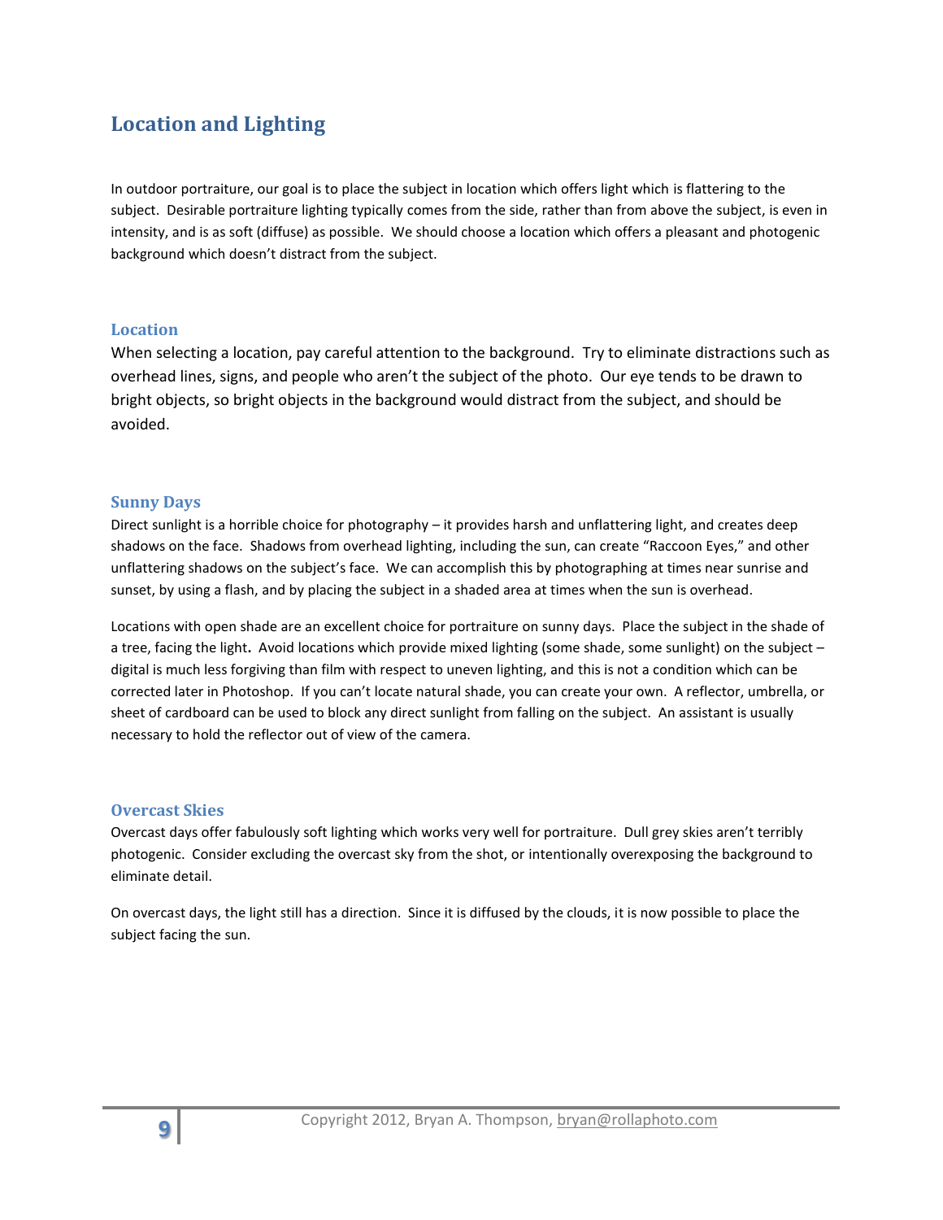## Location and Lighting

In outdoor portraiture, our goal is to place the subject in location which offers light which is flattering to the subject. Desirable portraiture lighting typically comes from the side, rather than from above the subject, is even in intensity, and is as soft (diffuse) as possible. We should choose a location which offers a pleasant and photogenic background which doesn't distract from the subject.

### Location

When selecting a location, pay careful attention to the background. Try to eliminate distractions such as overhead lines, signs, and people who aren't the subject of the photo. Our eye tends to be drawn to bright objects, so bright objects in the background would distract from the subject, and should be avoided.

### Sunny Days

Direct sunlight is a horrible choice for photography – it provides harsh and unflattering light, and creates deep shadows on the face. Shadows from overhead lighting, including the sun, can create "Raccoon Eyes," and other unflattering shadows on the subject's face. We can accomplish this by photographing at times near sunrise and sunset, by using a flash, and by placing the subject in a shaded area at times when the sun is overhead.

Locations with open shade are an excellent choice for portraiture on sunny days. Place the subject in the shade of a tree, facing the light. Avoid locations which provide mixed lighting (some shade, some sunlight) on the subject – digital is much less forgiving than film with respect to uneven lighting, and this is not a condition which can be corrected later in Photoshop. If you can't locate natural shade, you can create your own. A reflector, umbrella, or sheet of cardboard can be used to block any direct sunlight from falling on the subject. An assistant is usually necessary to hold the reflector out of view of the camera.

### Overcast Skies

Overcast days offer fabulously soft lighting which works very well for portraiture. Dull grey skies aren't terribly photogenic. Consider excluding the overcast sky from the shot, or intentionally overexposing the background to eliminate detail.

On overcast days, the light still has a direction. Since it is diffused by the clouds, it is now possible to place the subject facing the sun.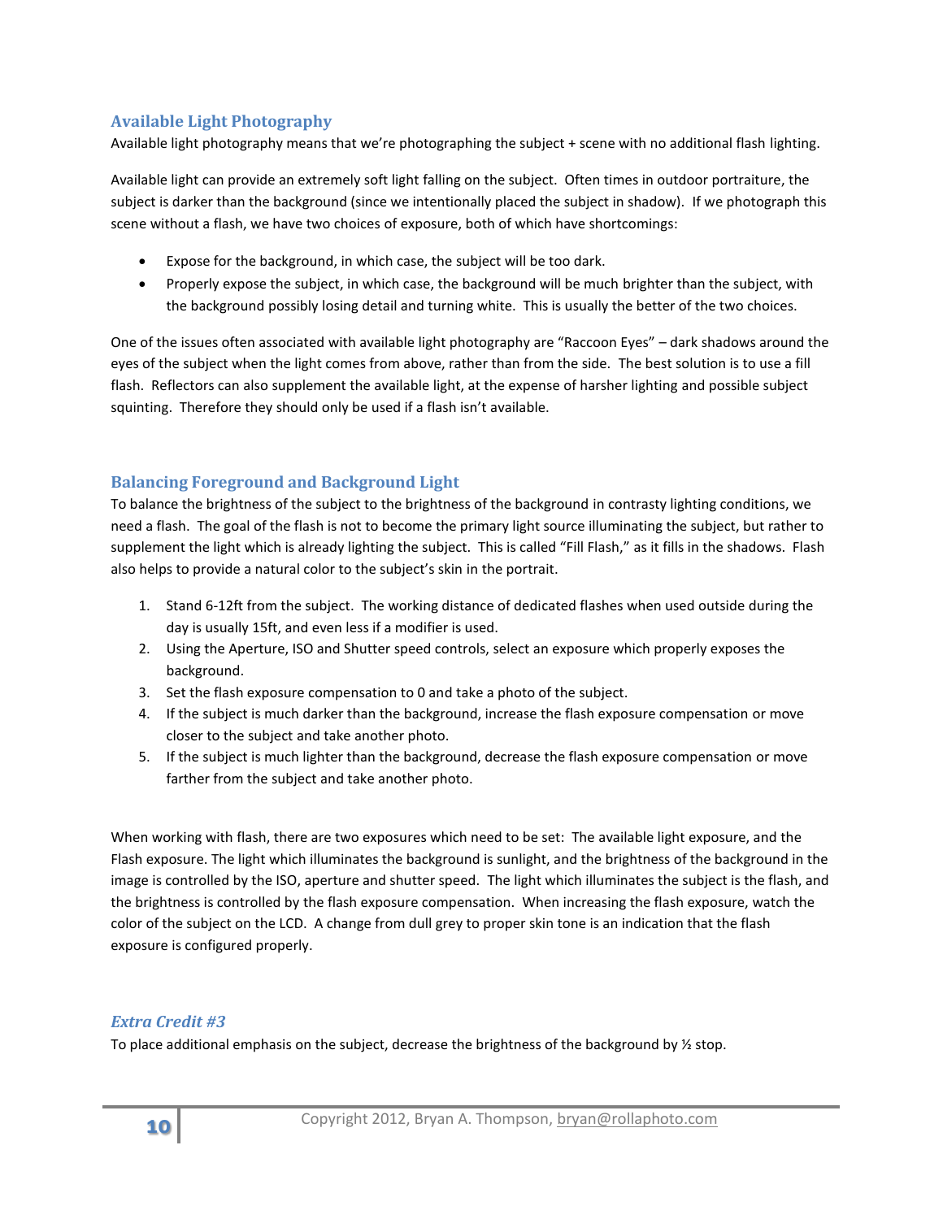### Available Light Photography

Available light photography means that we're photographing the subject + scene with no additional flash lighting.

Available light can provide an extremely soft light falling on the subject. Often times in outdoor portraiture, the subject is darker than the background (since we intentionally placed the subject in shadow). If we photograph this scene without a flash, we have two choices of exposure, both of which have shortcomings:

- Expose for the background, in which case, the subject will be too dark.
- Properly expose the subject, in which case, the background will be much brighter than the subject, with the background possibly losing detail and turning white. This is usually the better of the two choices.

One of the issues often associated with available light photography are "Raccoon Eyes" – dark shadows around the eyes of the subject when the light comes from above, rather than from the side. The best solution is to use a fill flash. Reflectors can also supplement the available light, at the expense of harsher lighting and possible subject squinting. Therefore they should only be used if a flash isn't available.

### Balancing Foreground and Background Light

To balance the brightness of the subject to the brightness of the background in contrasty lighting conditions, we need a flash. The goal of the flash is not to become the primary light source illuminating the subject, but rather to supplement the light which is already lighting the subject. This is called "Fill Flash," as it fills in the shadows. Flash also helps to provide a natural color to the subject's skin in the portrait.

1. Stand 6-12ft from the subject. The working distance of dedicated flashes when used outside during the day is usually 15ft, and even less if a modifier is used.
2. Using the Aperture, ISO and Shutter speed controls, select an exposure which properly exposes the background.
3. Set the flash exposure compensation to 0 and take a photo of the subject.
4. If the subject is much darker than the background, increase the flash exposure compensation or move closer to the subject and take another photo.
5. If the subject is much lighter than the background, decrease the flash exposure compensation or move farther from the subject and take another photo.

When working with flash, there are two exposures which need to be set: The available light exposure, and the Flash exposure. The light which illuminates the background is sunlight, and the brightness of the background in the image is controlled by the ISO, aperture and shutter speed. The light which illuminates the subject is the flash, and the brightness is controlled by the flash exposure compensation. When increasing the flash exposure, watch the color of the subject on the LCD. A change from dull grey to proper skin tone is an indication that the flash exposure is configured properly.

### *Extra Credit #3*

To place additional emphasis on the subject, decrease the brightness of the background by ½ stop.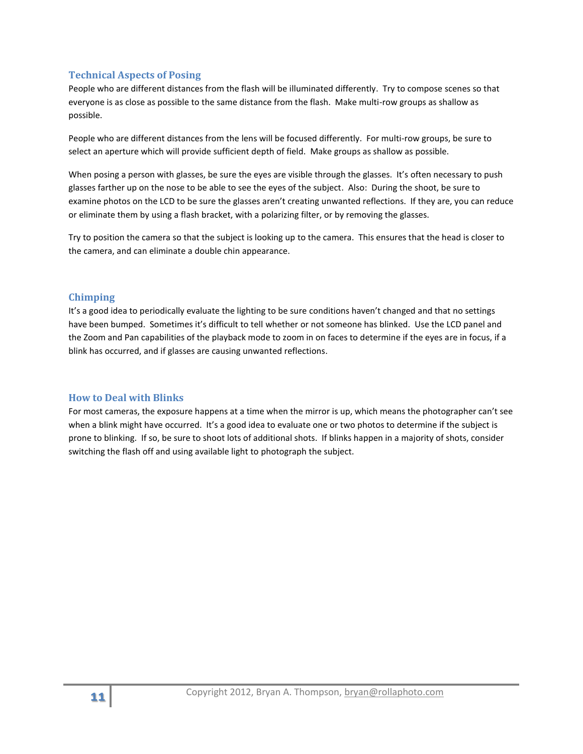## Technical Aspects of Posing

People who are different distances from the flash will be illuminated differently. Try to compose scenes so that everyone is as close as possible to the same distance from the flash. Make multi-row groups as shallow as possible.

People who are different distances from the lens will be focused differently. For multi-row groups, be sure to select an aperture which will provide sufficient depth of field. Make groups as shallow as possible.

When posing a person with glasses, be sure the eyes are visible through the glasses. It's often necessary to push glasses farther up on the nose to be able to see the eyes of the subject. Also: During the shoot, be sure to examine photos on the LCD to be sure the glasses aren't creating unwanted reflections. If they are, you can reduce or eliminate them by using a flash bracket, with a polarizing filter, or by removing the glasses.

Try to position the camera so that the subject is looking up to the camera. This ensures that the head is closer to the camera, and can eliminate a double chin appearance.

## Chimping

It's a good idea to periodically evaluate the lighting to be sure conditions haven't changed and that no settings have been bumped. Sometimes it's difficult to tell whether or not someone has blinked. Use the LCD panel and the Zoom and Pan capabilities of the playback mode to zoom in on faces to determine if the eyes are in focus, if a blink has occurred, and if glasses are causing unwanted reflections.

## How to Deal with Blinks

For most cameras, the exposure happens at a time when the mirror is up, which means the photographer can't see when a blink might have occurred. It's a good idea to evaluate one or two photos to determine if the subject is prone to blinking. If so, be sure to shoot lots of additional shots. If blinks happen in a majority of shots, consider switching the flash off and using available light to photograph the subject.